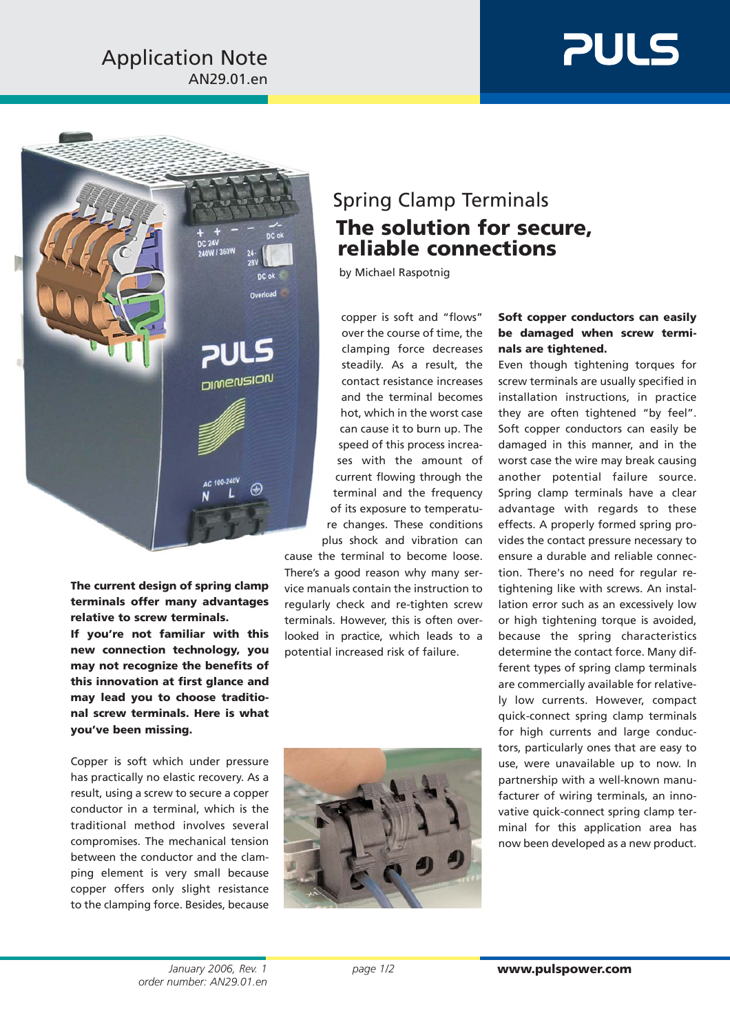Application Note
AN29.01.en

# Spring Clamp Terminals

## The solution for secure, reliable connections

by Michael Raspotnig

**The current design of spring clamp terminals offer many advantages relative to screw terminals.**
**If you're not familiar with this new connection technology, you may not recognize the benefits of this innovation at first glance and may lead you to choose traditional screw terminals. Here is what you've been missing.**

Copper is soft which under pressure has practically no elastic recovery. As a result, using a screw to secure a copper conductor in a terminal, which is the traditional method involves several compromises. The mechanical tension between the conductor and the clamping element is very small because copper offers only slight resistance to the clamping force. Besides, because copper is soft and "flows" over the course of time, the clamping force decreases steadily. As a result, the contact resistance increases and the terminal becomes hot, which in the worst case can cause it to burn up. The speed of this process increases with the amount of current flowing through the terminal and the frequency of its exposure to temperature changes. These conditions plus shock and vibration can cause the terminal to become loose. There's a good reason why many service manuals contain the instruction to regularly check and re-tighten screw terminals. However, this is often overlooked in practice, which leads to a potential increased risk of failure.

**Soft copper conductors can easily be damaged when screw terminals are tightened.**

Even though tightening torques for screw terminals are usually specified in installation instructions, in practice they are often tightened "by feel". Soft copper conductors can easily be damaged in this manner, and in the worst case the wire may break causing another potential failure source. Spring clamp terminals have a clear advantage with regards to these effects. A properly formed spring provides the contact pressure necessary to ensure a durable and reliable connection. There's no need for regular re-tightening like with screws. An installation error such as an excessively low or high tightening torque is avoided, because the spring characteristics determine the contact force. Many different types of spring clamp terminals are commercially available for relatively low currents. However, compact quick-connect spring clamp terminals for high currents and large conductors, particularly ones that are easy to use, were unavailable up to now. In partnership with a well-known manufacturer of wiring terminals, an innovative quick-connect spring clamp terminal for this application area has now been developed as a new product.

*January 2006, Rev. 1*
*order number: AN29.01.en*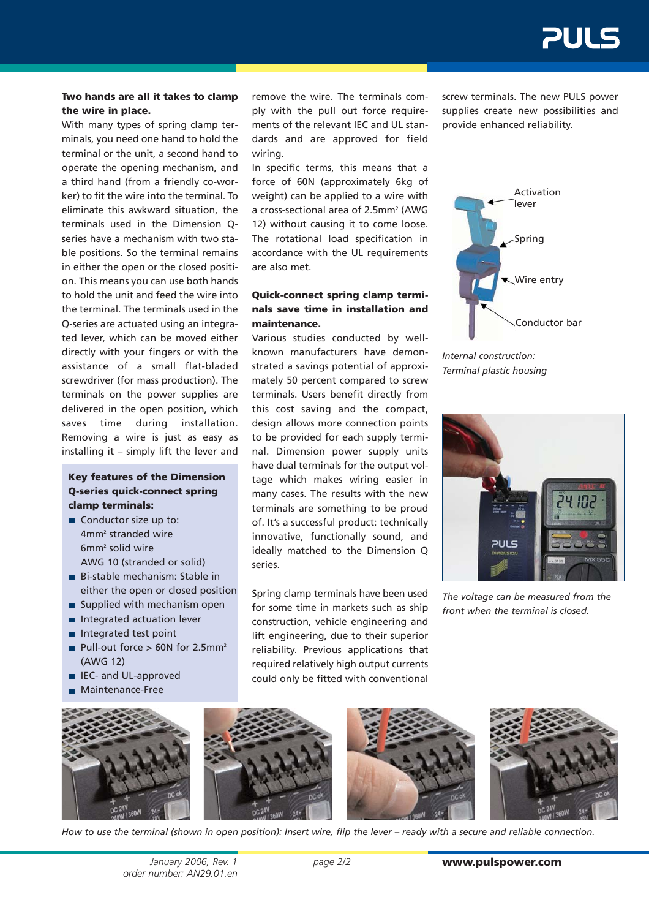**Two hands are all it takes to clamp the wire in place.**

With many types of spring clamp terminals, you need one hand to hold the terminal or the unit, a second hand to operate the opening mechanism, and a third hand (from a friendly co-worker) to fit the wire into the terminal. To eliminate this awkward situation, the terminals used in the Dimension Q-series have a mechanism with two stable positions. So the terminal remains in either the open or the closed position. This means you can use both hands to hold the unit and feed the wire into the terminal. The terminals used in the Q-series are actuated using an integrated lever, which can be moved either directly with your fingers or with the assistance of a small flat-bladed screwdriver (for mass production). The terminals on the power supplies are delivered in the open position, which saves time during installation. Removing a wire is just as easy as installing it – simply lift the lever and remove the wire. The terminals comply with the pull out force requirements of the relevant IEC and UL standards and are approved for field wiring.

In specific terms, this means that a force of 60N (approximately 6kg of weight) can be applied to a wire with a cross-sectional area of 2.5mm² (AWG 12) without causing it to come loose. The rotational load specification in accordance with the UL requirements are also met.

**Key features of the Dimension Q-series quick-connect spring clamp terminals:**

- Conductor size up to:
  4mm² stranded wire
  6mm² solid wire
  AWG 10 (stranded or solid)
- Bi-stable mechanism: Stable in either the open or closed position
- Supplied with mechanism open
- Integrated actuation lever
- Integrated test point
- Pull-out force > 60N for 2.5mm² (AWG 12)
- IEC- and UL-approved
- Maintenance-Free

**Quick-connect spring clamp terminals save time in installation and maintenance.**

Various studies conducted by well-known manufacturers have demonstrated a savings potential of approximately 50 percent compared to screw terminals. Users benefit directly from this cost saving and the compact, design allows more connection points to be provided for each supply terminal. Dimension power supply units have dual terminals for the output voltage which makes wiring easier in many cases. The results with the new terminals are something to be proud of. It's a successful product: technically innovative, functionally sound, and ideally matched to the Dimension Q series.

Spring clamp terminals have been used for some time in markets such as ship construction, vehicle engineering and lift engineering, due to their superior reliability. Previous applications that required relatively high output currents could only be fitted with conventional screw terminals. The new PULS power supplies create new possibilities and provide enhanced reliability.

Activation lever
Spring
Wire entry
Conductor bar

*Internal construction: Terminal plastic housing*

*The voltage can be measured from the front when the terminal is closed.*

*How to use the terminal (shown in open position): Insert wire, flip the lever – ready with a secure and reliable connection.*

*January 2006, Rev. 1*
*order number: AN29.01.en*

**www.pulspower.com**